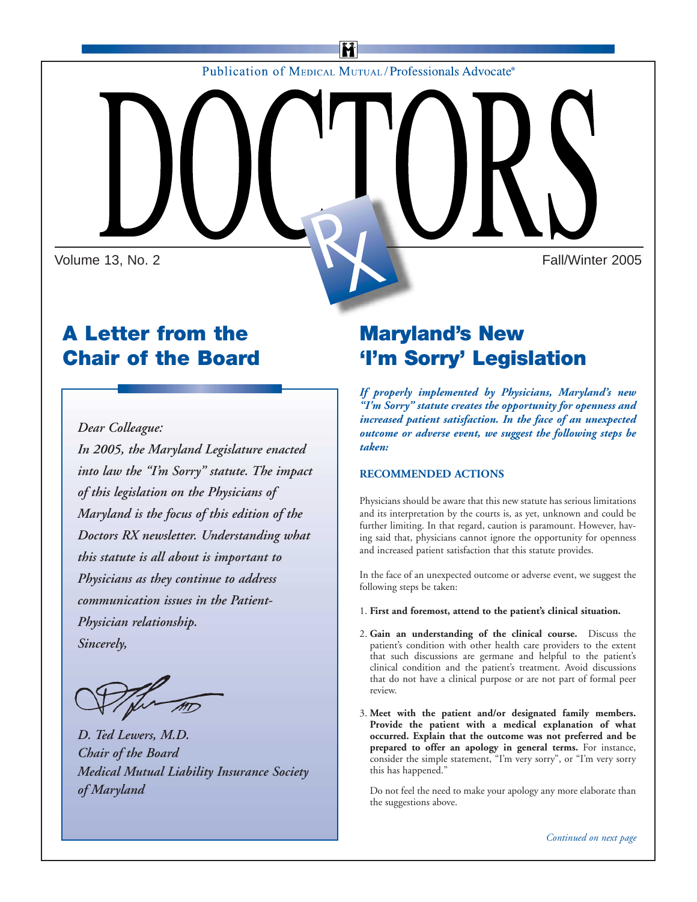Publication of Medical Mutual/Professionals Advocate®

# DOCTORS RX

Volume 13, No. 2 Fall/Winter 2005

## A Letter from the Chair of the Board

*Dear Colleague:*

*In 2005, the Maryland Legislature enacted into law the "I'm Sorry" statute. The impact of this legislation on the Physicians of Maryland is the focus of this edition of the Doctors RX newsletter. Understanding what this statute is all about is important to Physicians as they continue to address communication issues in the Patient-Physician relationship.*

*Sincerely,*

*D. Ted Lewers, M.D.*
*Chair of the Board*
*Medical Mutual Liability Insurance Society of Maryland*

## Maryland's New 'I'm Sorry' Legislation

***If properly implemented by Physicians, Maryland's new "I'm Sorry" statute creates the opportunity for openness and increased patient satisfaction. In the face of an unexpected outcome or adverse event, we suggest the following steps be taken:***

### RECOMMENDED ACTIONS

Physicians should be aware that this new statute has serious limitations and its interpretation by the courts is, as yet, unknown and could be further limiting. In that regard, caution is paramount. However, having said that, physicians cannot ignore the opportunity for openness and increased patient satisfaction that this statute provides.

In the face of an unexpected outcome or adverse event, we suggest the following steps be taken:

1. **First and foremost, attend to the patient's clinical situation.**
2. **Gain an understanding of the clinical course.** Discuss the patient's condition with other health care providers to the extent that such discussions are germane and helpful to the patient's clinical condition and the patient's treatment. Avoid discussions that do not have a clinical purpose or are not part of formal peer review.
3. **Meet with the patient and/or designated family members. Provide the patient with a medical explanation of what occurred. Explain that the outcome was not preferred and be prepared to offer an apology in general terms.** For instance, consider the simple statement, "I'm very sorry", or "I'm very sorry this has happened."

   Do not feel the need to make your apology any more elaborate than the suggestions above.

*Continued on next page*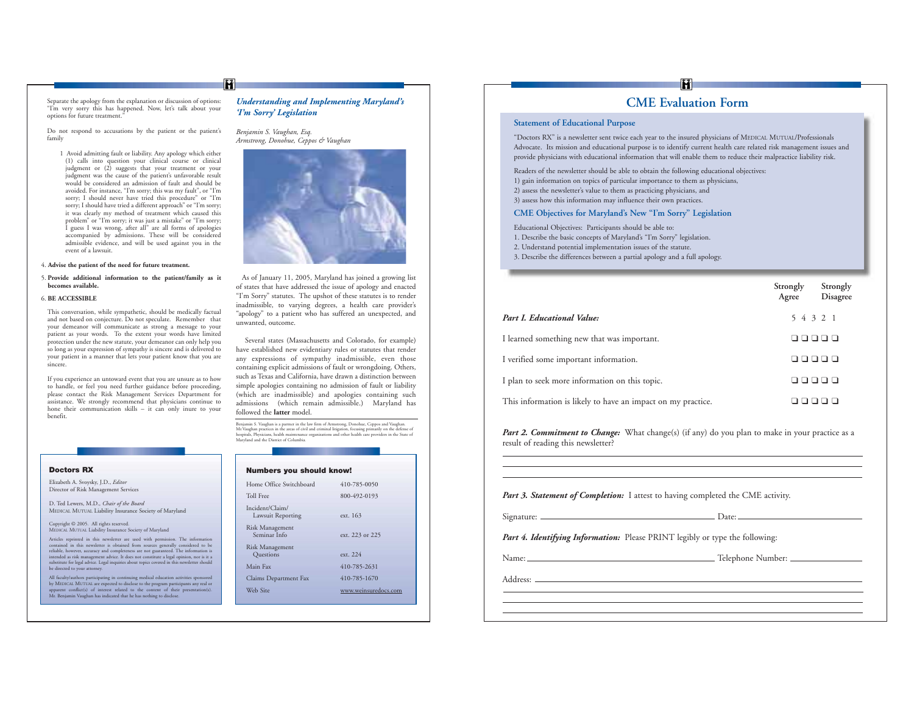Separate the apology from the explanation or discussion of options: "I'm very sorry this has happened. Now, let's talk about your options for future treatment."

Do not respond to accusations by the patient or the patient's family

1. Avoid admitting fault or liability. Any apology which either (1) calls into question your clinical course or clinical judgment or (2) suggests that your treatment or your judgment was the cause of the patient's unfavorable result would be considered an admission of fault and should be avoided. For instance, "I'm sorry; this was my fault", or "I'm sorry; I should never have tried this procedure" or "I'm sorry; I should have tried a different approach" or "I'm sorry; it was clearly my method of treatment which caused this problem" or "I'm sorry; it was just a mistake" or "I'm sorry; I guess I was wrong, after all" are all forms of apologies accompanied by admissions. These will be considered admissible evidence, and will be used against you in the event of a lawsuit.

4. **Advise the patient of the need for future treatment.**

5. **Provide additional information to the patient/family as it becomes available.**

6. **BE ACCESSIBLE**

This conversation, while sympathetic, should be medically factual and not based on conjecture. Do not speculate. Remember that your demeanor will communicate as strong a message to your patient as your words. To the extent your words have limited protection under the new statute, your demeanor can only help you so long as your expression of sympathy is sincere and is delivered to your patient in a manner that lets your patient know that you are sincere.

If you experience an untoward event that you are unsure as to how to handle, or feel you need further guidance before proceeding, please contact the Risk Management Services Department for assistance. We strongly recommend that physicians continue to hone their communication skills – it can only inure to your benefit.

## *Understanding and Implementing Maryland's 'I'm Sorry' Legislation*

*Benjamin S. Vaughan, Esq.*
*Armstrong, Donohue, Ceppos & Vaughan*

As of January 11, 2005, Maryland has joined a growing list of states that have addressed the issue of apology and enacted "I'm Sorry" statutes. The upshot of these statutes is to render inadmissible, to varying degrees, a health care provider's "apology" to a patient who has suffered an unexpected, and unwanted, outcome.

Several states (Massachusetts and Colorado, for example) have established new evidentiary rules or statutes that render any expressions of sympathy inadmissible, even those containing explicit admissions of fault or wrongdoing. Others, such as Texas and California, have drawn a distinction between simple apologies containing no admission of fault or liability (which are inadmissible) and apologies containing such admissions (which remain admissible.) Maryland has followed the **latter** model.

Benjamin S. Vaughan is a partner in the law firm of Armstrong, Donohue, Ceppos and Vaughan. Mr.Vaughan practices in the areas of civil and criminal litigation, focusing primarily on the defense of hospitals, Physicians, health maintenance organizations and other health care providers in the State of Maryland and the District of Columbia.

### Doctors RX

Elizabeth A. Svoysky, J.D., *Editor*
Director of Risk Management Services

D. Ted Lewers, M.D., *Chair of the Board*
MEDICAL MUTUAL Liability Insurance Society of Maryland

Copyright © 2005. All rights reserved.
MEDICAL MUTUAL Liability Insurance Society of Maryland

Articles reprinted in this newsletter are used with permission. The information contained in this newsletter is obtained from sources generally considered to be reliable, however, accuracy and completeness are not guaranteed. The information is intended as risk management advice. It does not constitute a legal opinion, nor is it a substitute for legal advice. Legal inquiries about topics covered in this newsletter should be directed to your attorney.

All faculty/authors participating in continuing medical education activities sponsored by MEDICAL MUTUAL are expected to disclose to the program participants any real or apparent conflict(s) of interest related to the content of their presentation(s). Mr. Benjamin Vaughan has indicated that he has nothing to disclose.

### Numbers you should know!

| | |
|---|---|
| Home Office Switchboard | 410-785-0050 |
| Toll Free | 800-492-0193 |
| Incident/Claim/ Lawsuit Reporting | ext. 163 |
| Risk Management Seminar Info | ext. 223 or 225 |
| Risk Management Questions | ext. 224 |
| Main Fax | 410-785-2631 |
| Claims Department Fax | 410-785-1670 |
| Web Site | www.weinsuredocs.com |

# CME Evaluation Form

### Statement of Educational Purpose

"Doctors RX" is a newsletter sent twice each year to the insured physicians of MEDICAL MUTUAL/Professionals Advocate. Its mission and educational purpose is to identify current health care related risk management issues and provide physicians with educational information that will enable them to reduce their malpractice liability risk.

Readers of the newsletter should be able to obtain the following educational objectives:
1) gain information on topics of particular importance to them as physicians,
2) assess the newsletter's value to them as practicing physicians, and
3) assess how this information may influence their own practices.

### CME Objectives for Maryland's New "I'm Sorry" Legislation

Educational Objectives: Participants should be able to:
1. Describe the basic concepts of Maryland's "I'm Sorry" legislation.
2. Understand potential implementation issues of the statute.
3. Describe the differences between a partial apology and a full apology.

| | Strongly Agree | | | | Strongly Disagree |
|---|---|---|---|---|---|
| ***Part I. Educational Value:*** | 5 | 4 | 3 | 2 | 1 |
| I learned something new that was important. | ❑ | ❑ | ❑ | ❑ | ❑ |
| I verified some important information. | ❑ | ❑ | ❑ | ❑ | ❑ |
| I plan to seek more information on this topic. | ❑ | ❑ | ❑ | ❑ | ❑ |
| This information is likely to have an impact on my practice. | ❑ | ❑ | ❑ | ❑ | ❑ |

***Part 2. Commitment to Change:*** What change(s) (if any) do you plan to make in your practice as a result of reading this newsletter?

***Part 3. Statement of Completion:*** I attest to having completed the CME activity.

Signature: ________________________ Date: ______________

***Part 4. Identifying Information:*** Please PRINT legibly or type the following:

Name: ________________________ Telephone Number: ______________

Address: ________________________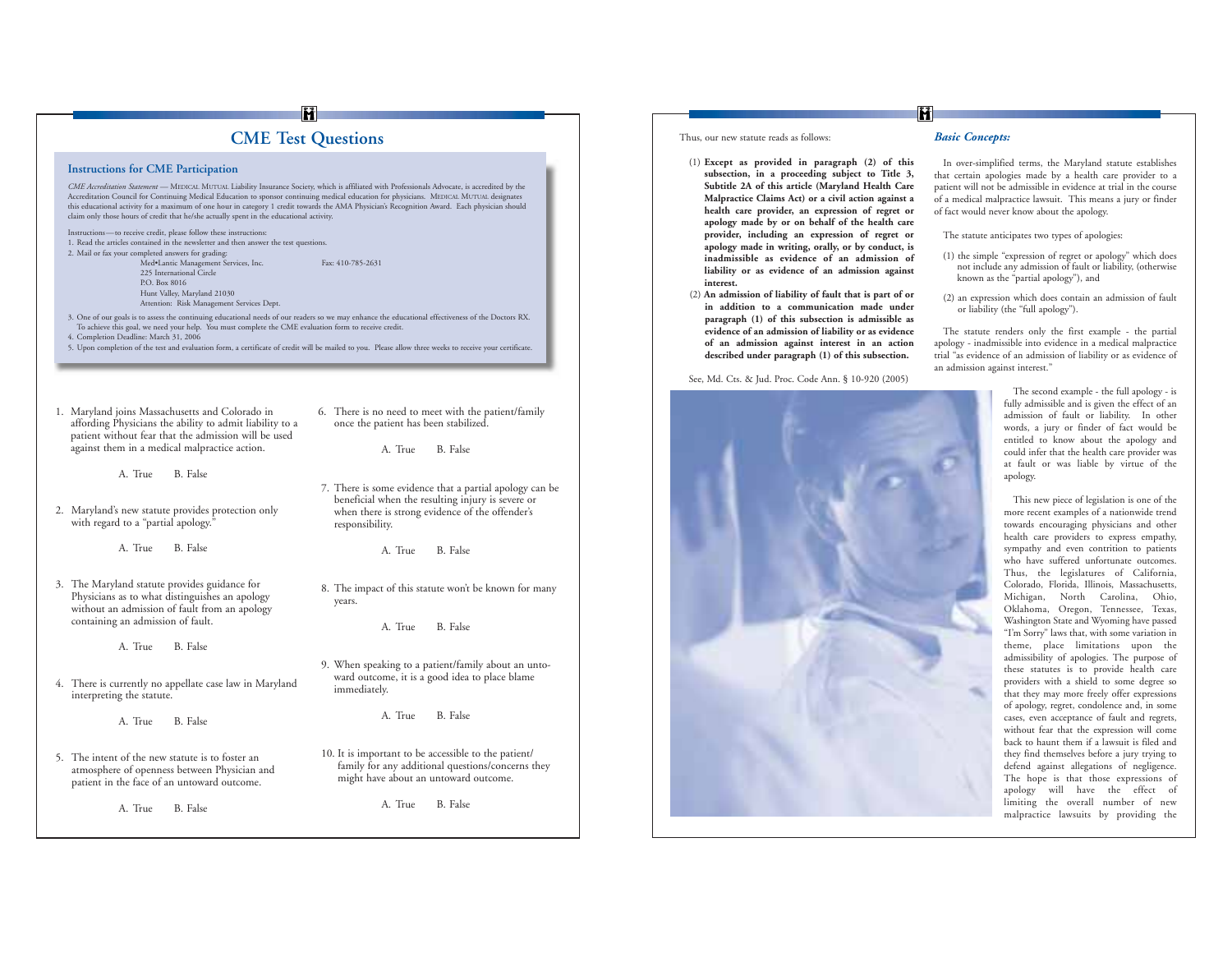# CME Test Questions

## Instructions for CME Participation

*CME Accreditation Statement* — MEDICAL MUTUAL Liability Insurance Society, which is affiliated with Professionals Advocate, is accredited by the Accreditation Council for Continuing Medical Education to sponsor continuing medical education for physicians. MEDICAL MUTUAL designates this educational activity for a maximum of one hour in category 1 credit towards the AMA Physician's Recognition Award. Each physician should claim only those hours of credit that he/she actually spent in the educational activity.

Instructions—to receive credit, please follow these instructions:

1. Read the articles contained in the newsletter and then answer the test questions.
2. Mail or fax your completed answers for grading:

   Med•Lantic Management Services, Inc.
   225 International Circle
   P.O. Box 8016
   Hunt Valley, Maryland 21030
   Attention: Risk Management Services Dept.

   Fax: 410-785-2631

3. One of our goals is to assess the continuing educational needs of our readers so we may enhance the educational effectiveness of the Doctors RX. To achieve this goal, we need your help. You must complete the CME evaluation form to receive credit.
4. Completion Deadline: March 31, 2006
5. Upon completion of the test and evaluation form, a certificate of credit will be mailed to you. Please allow three weeks to receive your certificate.

1. Maryland joins Massachusetts and Colorado in affording Physicians the ability to admit liability to a patient without fear that the admission will be used against them in a medical malpractice action.

   A. True B. False

2. Maryland's new statute provides protection only with regard to a "partial apology."

   A. True B. False

3. The Maryland statute provides guidance for Physicians as to what distinguishes an apology without an admission of fault from an apology containing an admission of fault.

   A. True B. False

4. There is currently no appellate case law in Maryland interpreting the statute.

   A. True B. False

5. The intent of the new statute is to foster an atmosphere of openness between Physician and patient in the face of an untoward outcome.

   A. True B. False

6. There is no need to meet with the patient/family once the patient has been stabilized.

   A. True B. False

7. There is some evidence that a partial apology can be beneficial when the resulting injury is severe or when there is strong evidence of the offender's responsibility.

   A. True B. False

8. The impact of this statute won't be known for many years.

   A. True B. False

9. When speaking to a patient/family about an untoward outcome, it is a good idea to place blame immediately.

   A. True B. False

10. It is important to be accessible to the patient/family for any additional questions/concerns they might have about an untoward outcome.

    A. True B. False

---

Thus, our new statute reads as follows:

(1) **Except as provided in paragraph (2) of this subsection, in a proceeding subject to Title 3, Subtitle 2A of this article (Maryland Health Care Malpractice Claims Act) or a civil action against a health care provider, an expression of regret or apology made by or on behalf of the health care provider, including an expression of regret or apology made in writing, orally, or by conduct, is inadmissible as evidence of an admission of liability or as evidence of an admission against interest.**

(2) **An admission of liability of fault that is part of or in addition to a communication made under paragraph (1) of this subsection is admissible as evidence of an admission of liability or as evidence of an admission against interest in an action described under paragraph (1) of this subsection.**

See, Md. Cts. & Jud. Proc. Code Ann. § 10-920 (2005)

### *Basic Concepts:*

In over-simplified terms, the Maryland statute establishes that certain apologies made by a health care provider to a patient will not be admissible in evidence at trial in the course of a medical malpractice lawsuit. This means a jury or finder of fact would never know about the apology.

The statute anticipates two types of apologies:

(1) the simple "expression of regret or apology" which does not include any admission of fault or liability, (otherwise known as the "partial apology"), and

(2) an expression which does contain an admission of fault or liability (the "full apology").

The statute renders only the first example - the partial apology - inadmissible into evidence in a medical malpractice trial "as evidence of an admission of liability or as evidence of an admission against interest."

The second example - the full apology - is fully admissible and is given the effect of an admission of fault or liability. In other words, a jury or finder of fact would be entitled to know about the apology and could infer that the health care provider was at fault or was liable by virtue of the apology.

This new piece of legislation is one of the more recent examples of a nationwide trend towards encouraging physicians and other health care providers to express empathy, sympathy and even contrition to patients who have suffered unfortunate outcomes. Thus, the legislatures of California, Colorado, Florida, Illinois, Massachusetts, Michigan, North Carolina, Ohio, Oklahoma, Oregon, Tennessee, Texas, Washington State and Wyoming have passed "I'm Sorry" laws that, with some variation in theme, place limitations upon the admissibility of apologies. The purpose of these statutes is to provide health care providers with a shield to some degree so that they may more freely offer expressions of apology, regret, condolence and, in some cases, even acceptance of fault and regrets, without fear that the expression will come back to haunt them if a lawsuit is filed and they find themselves before a jury trying to defend against allegations of negligence. The hope is that those expressions of apology will have the effect of limiting the overall number of new malpractice lawsuits by providing the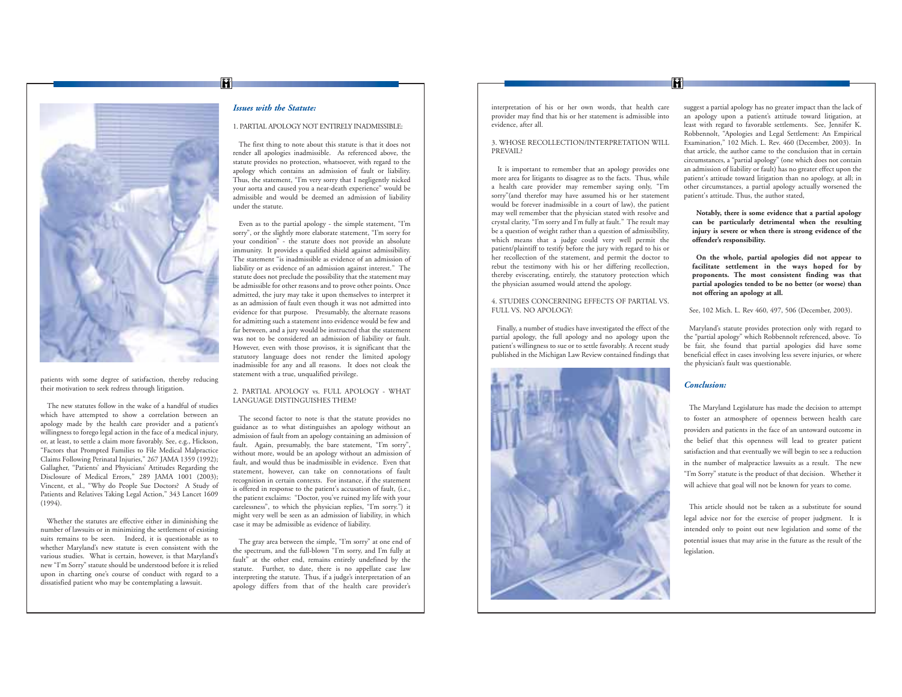patients with some degree of satisfaction, thereby reducing their motivation to seek redress through litigation.

The new statutes follow in the wake of a handful of studies which have attempted to show a correlation between an apology made by the health care provider and a patient's willingness to forego legal action in the face of a medical injury, or, at least, to settle a claim more favorably. See, e.g., Hickson, "Factors that Prompted Families to File Medical Malpractice Claims Following Perinatal Injuries," 267 JAMA 1359 (1992); Gallagher, "Patients' and Physicians' Attitudes Regarding the Disclosure of Medical Errors," 289 JAMA 1001 (2003); Vincent, et al., "Why do People Sue Doctors? A Study of Patients and Relatives Taking Legal Action," 343 Lancet 1609 (1994).

Whether the statutes are effective either in diminishing the number of lawsuits or in minimizing the settlement of existing suits remains to be seen. Indeed, it is questionable as to whether Maryland's new statute is even consistent with the various studies. What is certain, however, is that Maryland's new "I'm Sorry" statute should be understood before it is relied upon in charting one's course of conduct with regard to a dissatisfied patient who may be contemplating a lawsuit.

## *Issues with the Statute:*

1. PARTIAL APOLOGY NOT ENTIRELY INADMISSIBLE:

The first thing to note about this statute is that it does not render all apologies inadmissible. As referenced above, the statute provides no protection, whatsoever, with regard to the apology which contains an admission of fault or liability. Thus, the statement, "I'm very sorry that I negligently nicked your aorta and caused you a near-death experience" would be admissible and would be deemed an admission of liability under the statute.

Even as to the partial apology - the simple statement, "I'm sorry", or the slightly more elaborate statement, "I'm sorry for your condition" - the statute does not provide an absolute immunity. It provides a qualified shield against admissibility. The statement "is inadmissible as evidence of an admission of liability or as evidence of an admission against interest." The statute does not preclude the possibility that the statement may be admissible for other reasons and to prove other points. Once admitted, the jury may take it upon themselves to interpret it as an admission of fault even though it was not admitted into evidence for that purpose. Presumably, the alternate reasons for admitting such a statement into evidence would be few and far between, and a jury would be instructed that the statement was not to be considered an admission of liability or fault. However, even with those provisos, it is significant that the statutory language does not render the limited apology inadmissible for any and all reasons. It does not cloak the statement with a true, unqualified privilege.

2. PARTIAL APOLOGY vs. FULL APOLOGY - WHAT LANGUAGE DISTINGUISHES THEM?

The second factor to note is that the statute provides no guidance as to what distinguishes an apology without an admission of fault from an apology containing an admission of fault. Again, presumably, the bare statement, "I'm sorry", without more, would be an apology without an admission of fault, and would thus be inadmissible in evidence. Even that statement, however, can take on connotations of fault recognition in certain contexts. For instance, if the statement is offered in response to the patient's accusation of fault, (i.e., the patient exclaims: "Doctor, you've ruined my life with your carelessness", to which the physician replies, "I'm sorry.") it might very well be seen as an admission of liability, in which case it may be admissible as evidence of liability.

The gray area between the simple, "I'm sorry" at one end of the spectrum, and the full-blown "I'm sorry, and I'm fully at fault" at the other end, remains entirely undefined by the statute. Further, to date, there is no appellate case law interpreting the statute. Thus, if a judge's interpretation of an apology differs from that of the health care provider's interpretation of his or her own words, that health care provider may find that his or her statement is admissible into evidence, after all.

3. WHOSE RECOLLECTION/INTERPRETATION WILL PREVAIL?

It is important to remember that an apology provides one more area for litigants to disagree as to the facts. Thus, while a health care provider may remember saying only, "I'm sorry"(and therefor may have assumed his or her statement would be forever inadmissible in a court of law), the patient may well remember that the physician stated with resolve and crystal clarity, "I'm sorry and I'm fully at fault." The result may be a question of weight rather than a question of admissibility, which means that a judge could very well permit the patient/plaintiff to testify before the jury with regard to his or her recollection of the statement, and permit the doctor to rebut the testimony with his or her differing recollection, thereby eviscerating, entirely, the statutory protection which the physician assumed would attend the apology.

4. STUDIES CONCERNING EFFECTS OF PARTIAL VS. FULL VS. NO APOLOGY:

Finally, a number of studies have investigated the effect of the partial apology, the full apology and no apology upon the patient's willingness to sue or to settle favorably. A recent study published in the Michigan Law Review contained findings that suggest a partial apology has no greater impact than the lack of an apology upon a patient's attitude toward litigation, at least with regard to favorable settlements. See, Jennifer K. Robbennolt, "Apologies and Legal Settlement: An Empirical Examination," 102 Mich. L. Rev. 460 (December, 2003). In that article, the author came to the conclusion that in certain circumstances, a "partial apology" (one which does not contain an admission of liability or fault) has no greater effect upon the patient's attitude toward litigation than no apology, at all; in other circumstances, a partial apology actually worsened the patient's attitude. Thus, the author stated,

> **Notably, there is some evidence that a partial apology can be particularly detrimental when the resulting injury is severe or when there is strong evidence of the offender's responsibility.**
>
> **On the whole, partial apologies did not appear to facilitate settlement in the ways hoped for by proponents. The most consistent finding was that partial apologies tended to be no better (or worse) than not offering an apology at all.**

See, 102 Mich. L. Rev 460, 497, 506 (December, 2003).

Maryland's statute provides protection only with regard to the "partial apology" which Robbennolt referenced, above. To be fair, she found that partial apologies did have some beneficial effect in cases involving less severe injuries, or where the physician's fault was questionable.

## *Conclusion:*

The Maryland Legislature has made the decision to attempt to foster an atmosphere of openness between health care providers and patients in the face of an untoward outcome in the belief that this openness will lead to greater patient satisfaction and that eventually we will begin to see a reduction in the number of malpractice lawsuits as a result. The new "I'm Sorry" statute is the product of that decision. Whether it will achieve that goal will not be known for years to come.

This article should not be taken as a substitute for sound legal advice nor for the exercise of proper judgment. It is intended only to point out new legislation and some of the potential issues that may arise in the future as the result of the legislation.